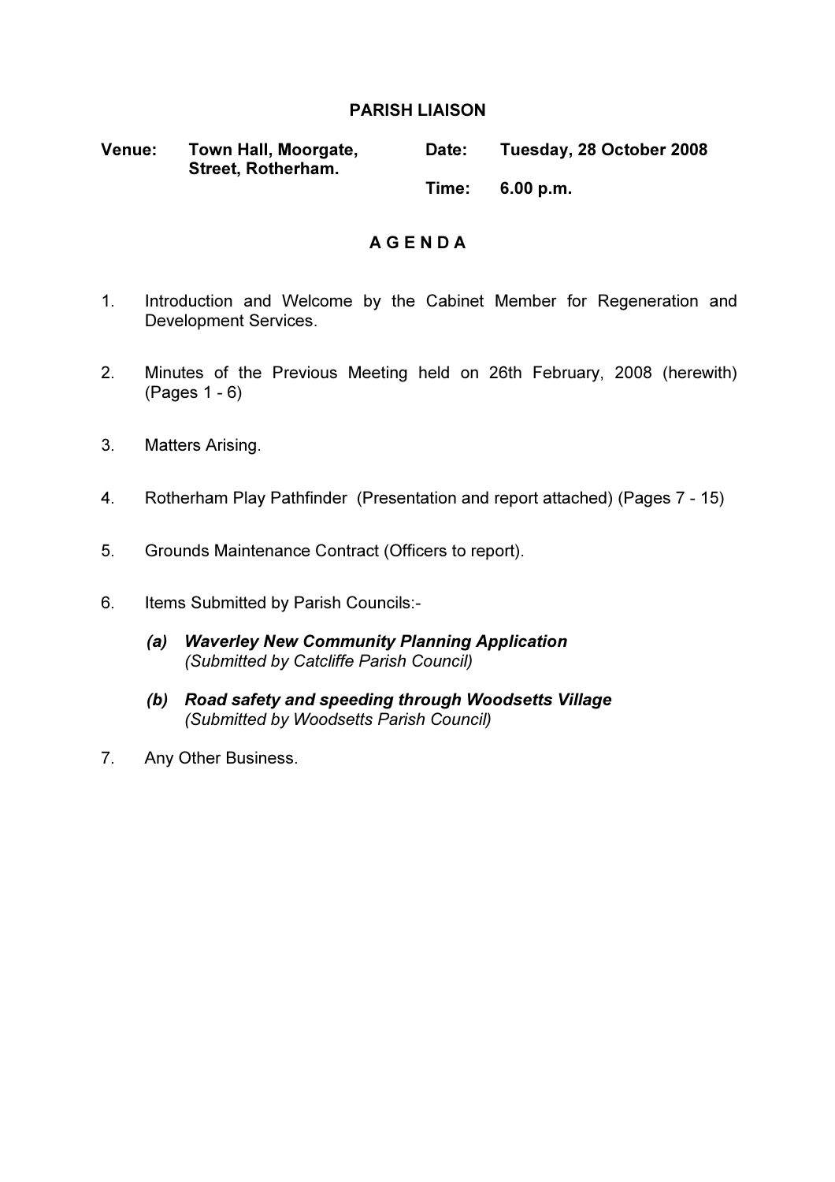# PARISH LIAISON

**Venue:** **Town Hall, Moorgate, Street, Rotherham.**

**Date:** **Tuesday, 28 October 2008**

**Time:** **6.00 p.m.**

## A G E N D A

1. Introduction and Welcome by the Cabinet Member for Regeneration and Development Services.

2. Minutes of the Previous Meeting held on 26th February, 2008 (herewith) (Pages 1 - 6)

3. Matters Arising.

4. Rotherham Play Pathfinder (Presentation and report attached) (Pages 7 - 15)

5. Grounds Maintenance Contract (Officers to report).

6. Items Submitted by Parish Councils:-

   ***(a) Waverley New Community Planning Application***
   *(Submitted by Catcliffe Parish Council)*

   ***(b) Road safety and speeding through Woodsetts Village***
   *(Submitted by Woodsetts Parish Council)*

7. Any Other Business.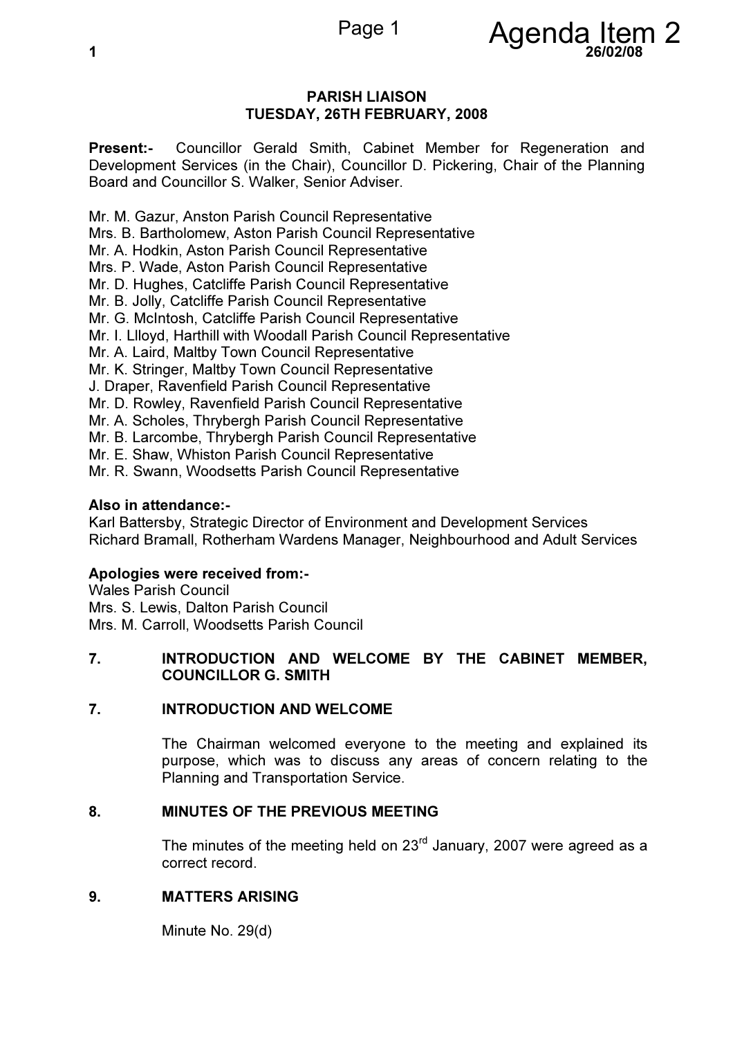# PARISH LIAISON
## TUESDAY, 26TH FEBRUARY, 2008

**Present:-** Councillor Gerald Smith, Cabinet Member for Regeneration and Development Services (in the Chair), Councillor D. Pickering, Chair of the Planning Board and Councillor S. Walker, Senior Adviser.

Mr. M. Gazur, Anston Parish Council Representative
Mrs. B. Bartholomew, Aston Parish Council Representative
Mr. A. Hodkin, Aston Parish Council Representative
Mrs. P. Wade, Aston Parish Council Representative
Mr. D. Hughes, Catcliffe Parish Council Representative
Mr. B. Jolly, Catcliffe Parish Council Representative
Mr. G. McIntosh, Catcliffe Parish Council Representative
Mr. I. Llloyd, Harthill with Woodall Parish Council Representative
Mr. A. Laird, Maltby Town Council Representative
Mr. K. Stringer, Maltby Town Council Representative
J. Draper, Ravenfield Parish Council Representative
Mr. D. Rowley, Ravenfield Parish Council Representative
Mr. A. Scholes, Thrybergh Parish Council Representative
Mr. B. Larcombe, Thrybergh Parish Council Representative
Mr. E. Shaw, Whiston Parish Council Representative
Mr. R. Swann, Woodsetts Parish Council Representative

**Also in attendance:-**
Karl Battersby, Strategic Director of Environment and Development Services
Richard Bramall, Rotherham Wardens Manager, Neighbourhood and Adult Services

**Apologies were received from:-**
Wales Parish Council
Mrs. S. Lewis, Dalton Parish Council
Mrs. M. Carroll, Woodsetts Parish Council

### 7. INTRODUCTION AND WELCOME BY THE CABINET MEMBER, COUNCILLOR G. SMITH

### 7. INTRODUCTION AND WELCOME

The Chairman welcomed everyone to the meeting and explained its purpose, which was to discuss any areas of concern relating to the Planning and Transportation Service.

### 8. MINUTES OF THE PREVIOUS MEETING

The minutes of the meeting held on 23rd January, 2007 were agreed as a correct record.

### 9. MATTERS ARISING

Minute No. 29(d)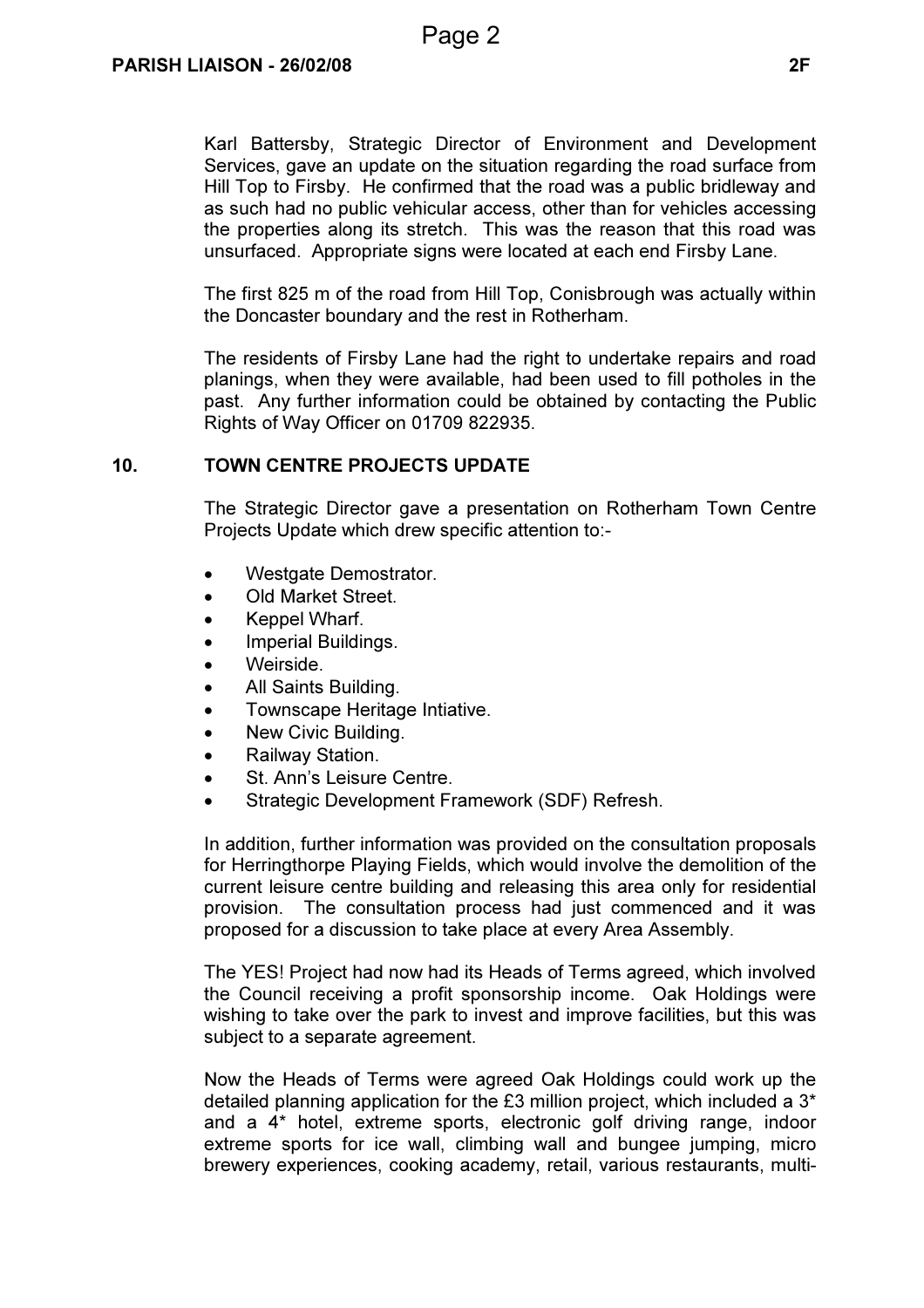Karl Battersby, Strategic Director of Environment and Development Services, gave an update on the situation regarding the road surface from Hill Top to Firsby. He confirmed that the road was a public bridleway and as such had no public vehicular access, other than for vehicles accessing the properties along its stretch. This was the reason that this road was unsurfaced. Appropriate signs were located at each end Firsby Lane.

The first 825 m of the road from Hill Top, Conisbrough was actually within the Doncaster boundary and the rest in Rotherham.

The residents of Firsby Lane had the right to undertake repairs and road planings, when they were available, had been used to fill potholes in the past. Any further information could be obtained by contacting the Public Rights of Way Officer on 01709 822935.

## 10. TOWN CENTRE PROJECTS UPDATE

The Strategic Director gave a presentation on Rotherham Town Centre Projects Update which drew specific attention to:-

- Westgate Demostrator.
- Old Market Street.
- Keppel Wharf.
- Imperial Buildings.
- Weirside.
- All Saints Building.
- Townscape Heritage Intiative.
- New Civic Building.
- Railway Station.
- St. Ann's Leisure Centre.
- Strategic Development Framework (SDF) Refresh.

In addition, further information was provided on the consultation proposals for Herringthorpe Playing Fields, which would involve the demolition of the current leisure centre building and releasing this area only for residential provision. The consultation process had just commenced and it was proposed for a discussion to take place at every Area Assembly.

The YES! Project had now had its Heads of Terms agreed, which involved the Council receiving a profit sponsorship income. Oak Holdings were wishing to take over the park to invest and improve facilities, but this was subject to a separate agreement.

Now the Heads of Terms were agreed Oak Holdings could work up the detailed planning application for the £3 million project, which included a 3* and a 4* hotel, extreme sports, electronic golf driving range, indoor extreme sports for ice wall, climbing wall and bungee jumping, micro brewery experiences, cooking academy, retail, various restaurants, multi-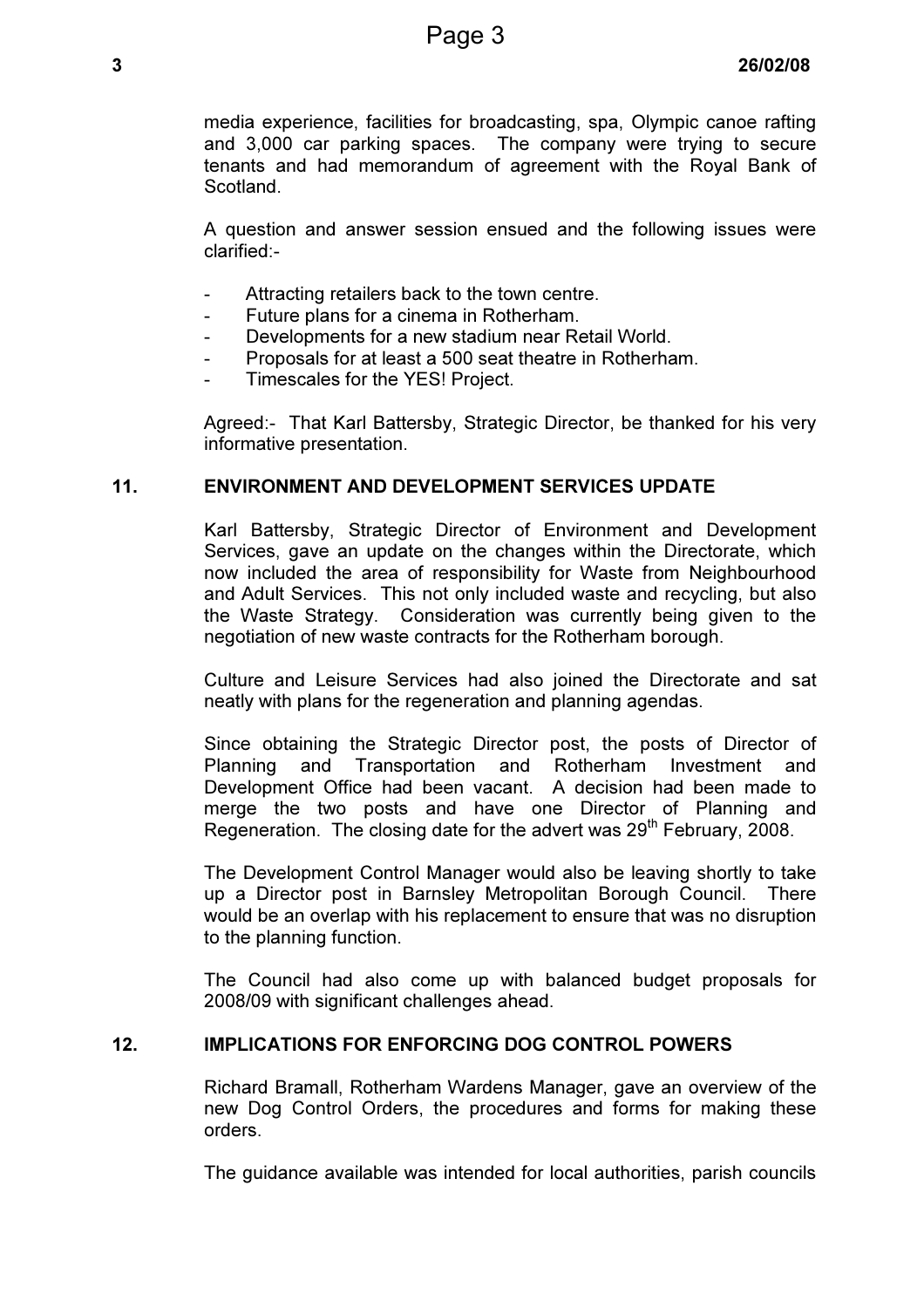media experience, facilities for broadcasting, spa, Olympic canoe rafting and 3,000 car parking spaces. The company were trying to secure tenants and had memorandum of agreement with the Royal Bank of Scotland.

A question and answer session ensued and the following issues were clarified:-

- Attracting retailers back to the town centre.
- Future plans for a cinema in Rotherham.
- Developments for a new stadium near Retail World.
- Proposals for at least a 500 seat theatre in Rotherham.
- Timescales for the YES! Project.

Agreed:- That Karl Battersby, Strategic Director, be thanked for his very informative presentation.

## 11. ENVIRONMENT AND DEVELOPMENT SERVICES UPDATE

Karl Battersby, Strategic Director of Environment and Development Services, gave an update on the changes within the Directorate, which now included the area of responsibility for Waste from Neighbourhood and Adult Services. This not only included waste and recycling, but also the Waste Strategy. Consideration was currently being given to the negotiation of new waste contracts for the Rotherham borough.

Culture and Leisure Services had also joined the Directorate and sat neatly with plans for the regeneration and planning agendas.

Since obtaining the Strategic Director post, the posts of Director of Planning and Transportation and Rotherham Investment and Development Office had been vacant. A decision had been made to merge the two posts and have one Director of Planning and Regeneration. The closing date for the advert was 29th February, 2008.

The Development Control Manager would also be leaving shortly to take up a Director post in Barnsley Metropolitan Borough Council. There would be an overlap with his replacement to ensure that was no disruption to the planning function.

The Council had also come up with balanced budget proposals for 2008/09 with significant challenges ahead.

## 12. IMPLICATIONS FOR ENFORCING DOG CONTROL POWERS

Richard Bramall, Rotherham Wardens Manager, gave an overview of the new Dog Control Orders, the procedures and forms for making these orders.

The guidance available was intended for local authorities, parish councils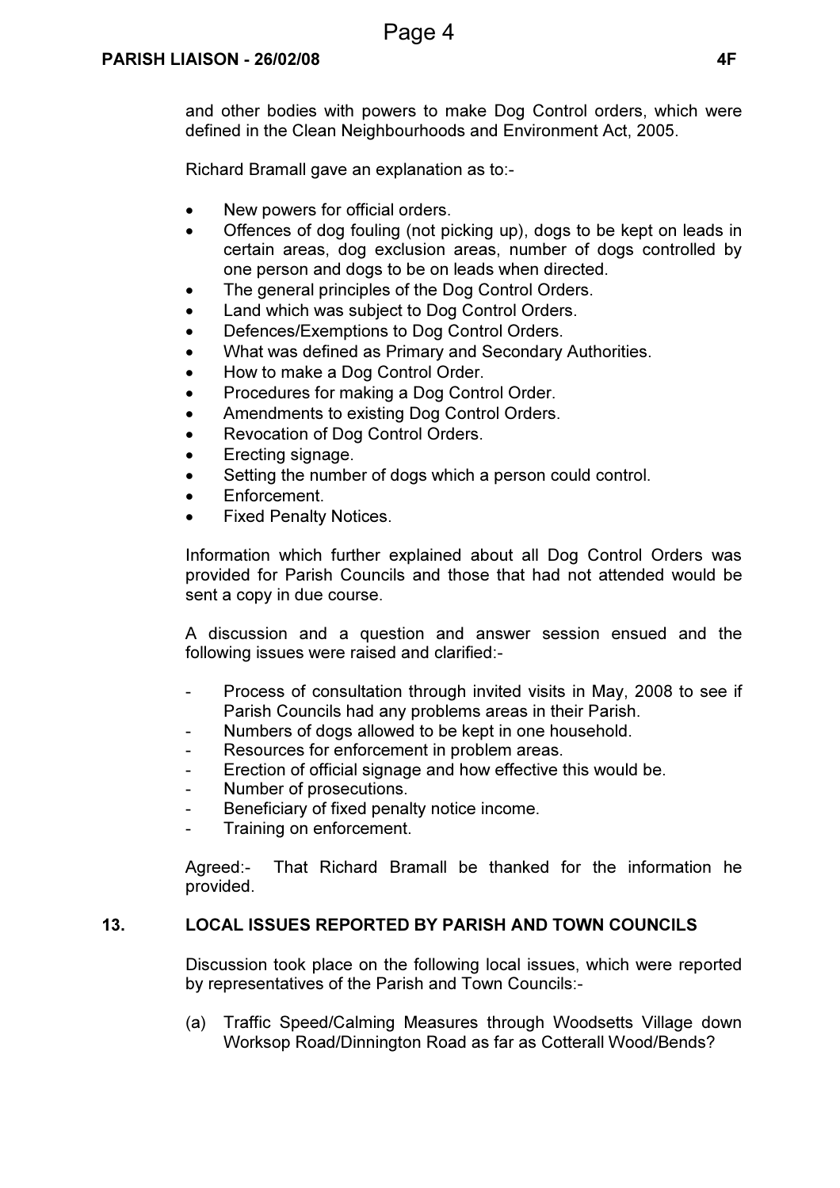and other bodies with powers to make Dog Control orders, which were defined in the Clean Neighbourhoods and Environment Act, 2005.

Richard Bramall gave an explanation as to:-

- New powers for official orders.
- Offences of dog fouling (not picking up), dogs to be kept on leads in certain areas, dog exclusion areas, number of dogs controlled by one person and dogs to be on leads when directed.
- The general principles of the Dog Control Orders.
- Land which was subject to Dog Control Orders.
- Defences/Exemptions to Dog Control Orders.
- What was defined as Primary and Secondary Authorities.
- How to make a Dog Control Order.
- Procedures for making a Dog Control Order.
- Amendments to existing Dog Control Orders.
- Revocation of Dog Control Orders.
- Erecting signage.
- Setting the number of dogs which a person could control.
- Enforcement.
- Fixed Penalty Notices.

Information which further explained about all Dog Control Orders was provided for Parish Councils and those that had not attended would be sent a copy in due course.

A discussion and a question and answer session ensued and the following issues were raised and clarified:-

- Process of consultation through invited visits in May, 2008 to see if Parish Councils had any problems areas in their Parish.
- Numbers of dogs allowed to be kept in one household.
- Resources for enforcement in problem areas.
- Erection of official signage and how effective this would be.
- Number of prosecutions.
- Beneficiary of fixed penalty notice income.
- Training on enforcement.

Agreed:- That Richard Bramall be thanked for the information he provided.

## 13. LOCAL ISSUES REPORTED BY PARISH AND TOWN COUNCILS

Discussion took place on the following local issues, which were reported by representatives of the Parish and Town Councils:-

(a) Traffic Speed/Calming Measures through Woodsetts Village down Worksop Road/Dinnington Road as far as Cotterall Wood/Bends?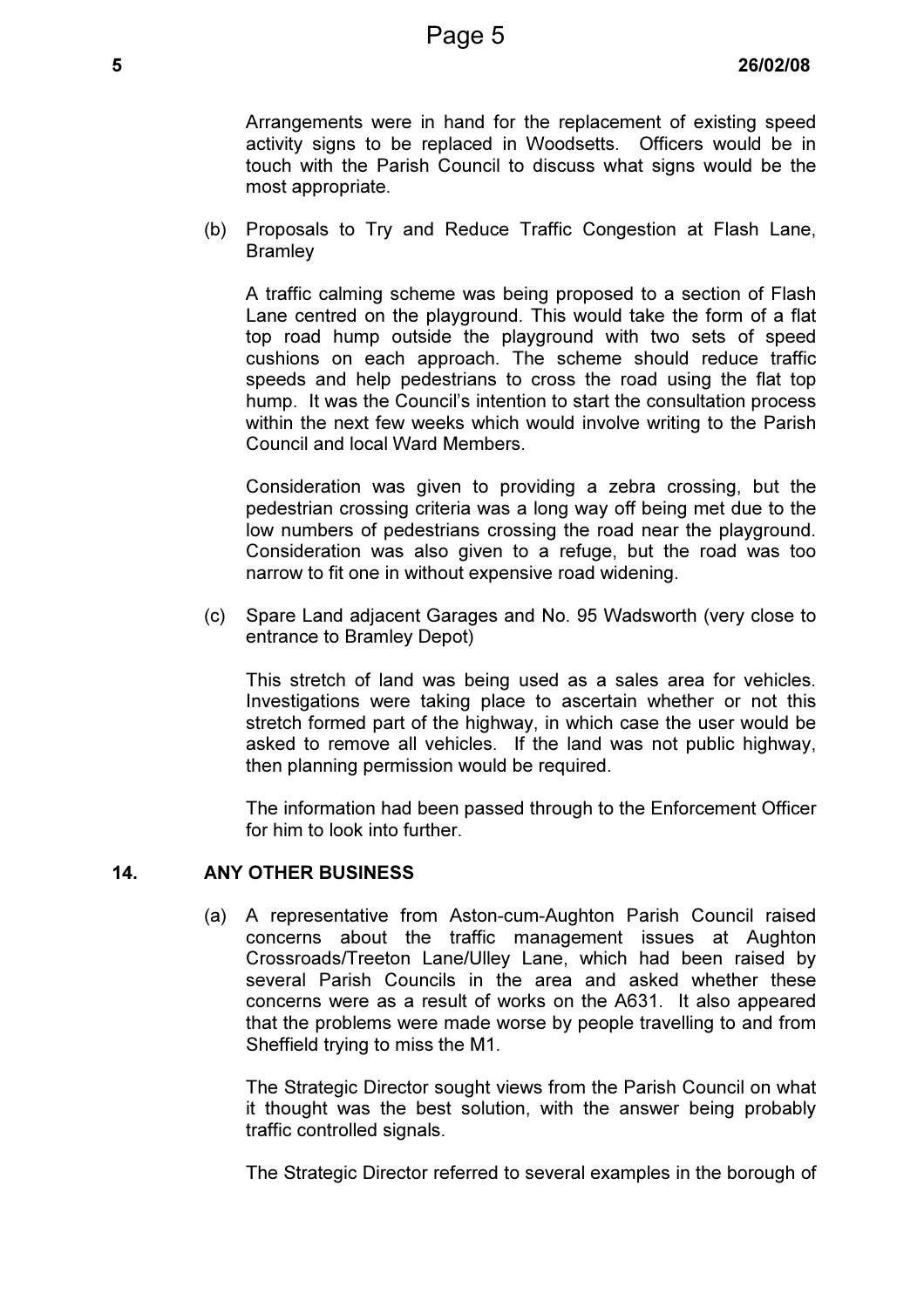Arrangements were in hand for the replacement of existing speed activity signs to be replaced in Woodsetts. Officers would be in touch with the Parish Council to discuss what signs would be the most appropriate.

(b) Proposals to Try and Reduce Traffic Congestion at Flash Lane, Bramley

A traffic calming scheme was being proposed to a section of Flash Lane centred on the playground. This would take the form of a flat top road hump outside the playground with two sets of speed cushions on each approach. The scheme should reduce traffic speeds and help pedestrians to cross the road using the flat top hump. It was the Council's intention to start the consultation process within the next few weeks which would involve writing to the Parish Council and local Ward Members.

Consideration was given to providing a zebra crossing, but the pedestrian crossing criteria was a long way off being met due to the low numbers of pedestrians crossing the road near the playground. Consideration was also given to a refuge, but the road was too narrow to fit one in without expensive road widening.

(c) Spare Land adjacent Garages and No. 95 Wadsworth (very close to entrance to Bramley Depot)

This stretch of land was being used as a sales area for vehicles. Investigations were taking place to ascertain whether or not this stretch formed part of the highway, in which case the user would be asked to remove all vehicles. If the land was not public highway, then planning permission would be required.

The information had been passed through to the Enforcement Officer for him to look into further.

## 14. ANY OTHER BUSINESS

(a) A representative from Aston-cum-Aughton Parish Council raised concerns about the traffic management issues at Aughton Crossroads/Treeton Lane/Ulley Lane, which had been raised by several Parish Councils in the area and asked whether these concerns were as a result of works on the A631. It also appeared that the problems were made worse by people travelling to and from Sheffield trying to miss the M1.

The Strategic Director sought views from the Parish Council on what it thought was the best solution, with the answer being probably traffic controlled signals.

The Strategic Director referred to several examples in the borough of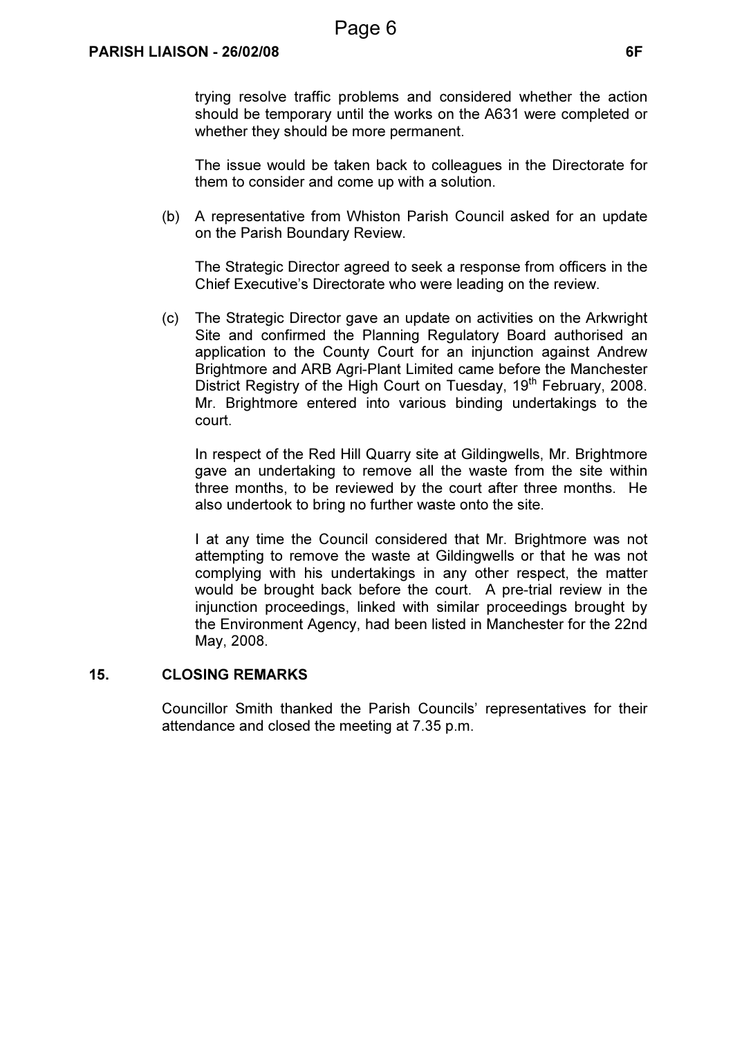trying resolve traffic problems and considered whether the action should be temporary until the works on the A631 were completed or whether they should be more permanent.

The issue would be taken back to colleagues in the Directorate for them to consider and come up with a solution.

(b) A representative from Whiston Parish Council asked for an update on the Parish Boundary Review.

The Strategic Director agreed to seek a response from officers in the Chief Executive's Directorate who were leading on the review.

(c) The Strategic Director gave an update on activities on the Arkwright Site and confirmed the Planning Regulatory Board authorised an application to the County Court for an injunction against Andrew Brightmore and ARB Agri-Plant Limited came before the Manchester District Registry of the High Court on Tuesday, 19th February, 2008. Mr. Brightmore entered into various binding undertakings to the court.

In respect of the Red Hill Quarry site at Gildingwells, Mr. Brightmore gave an undertaking to remove all the waste from the site within three months, to be reviewed by the court after three months. He also undertook to bring no further waste onto the site.

I at any time the Council considered that Mr. Brightmore was not attempting to remove the waste at Gildingwells or that he was not complying with his undertakings in any other respect, the matter would be brought back before the court. A pre-trial review in the injunction proceedings, linked with similar proceedings brought by the Environment Agency, had been listed in Manchester for the 22nd May, 2008.

## 15. CLOSING REMARKS

Councillor Smith thanked the Parish Councils' representatives for their attendance and closed the meeting at 7.35 p.m.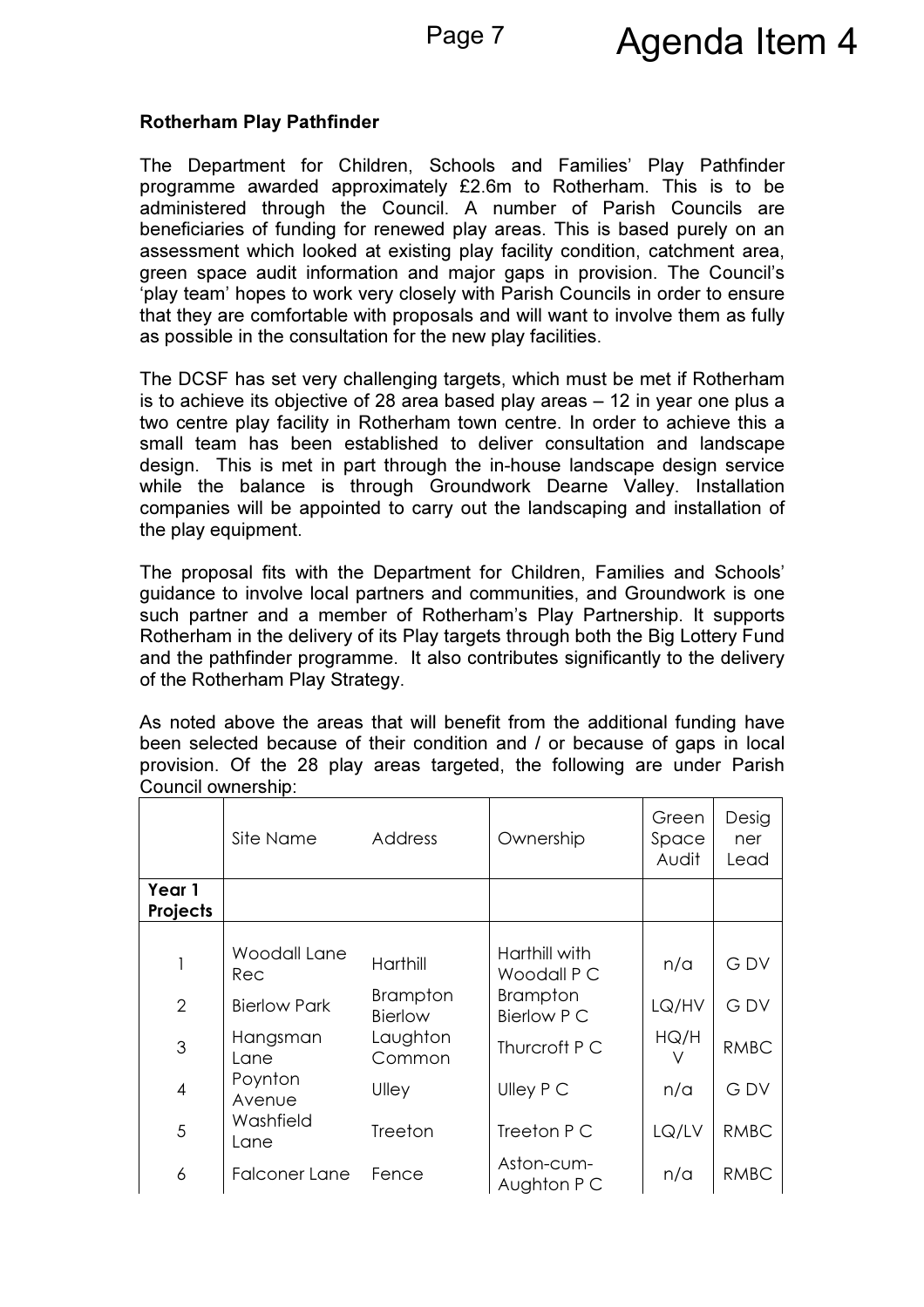**Rotherham Play Pathfinder**

The Department for Children, Schools and Families' Play Pathfinder programme awarded approximately £2.6m to Rotherham. This is to be administered through the Council. A number of Parish Councils are beneficiaries of funding for renewed play areas. This is based purely on an assessment which looked at existing play facility condition, catchment area, green space audit information and major gaps in provision. The Council's 'play team' hopes to work very closely with Parish Councils in order to ensure that they are comfortable with proposals and will want to involve them as fully as possible in the consultation for the new play facilities.

The DCSF has set very challenging targets, which must be met if Rotherham is to achieve its objective of 28 area based play areas – 12 in year one plus a two centre play facility in Rotherham town centre. In order to achieve this a small team has been established to deliver consultation and landscape design. This is met in part through the in-house landscape design service while the balance is through Groundwork Dearne Valley. Installation companies will be appointed to carry out the landscaping and installation of the play equipment.

The proposal fits with the Department for Children, Families and Schools' guidance to involve local partners and communities, and Groundwork is one such partner and a member of Rotherham's Play Partnership. It supports Rotherham in the delivery of its Play targets through both the Big Lottery Fund and the pathfinder programme. It also contributes significantly to the delivery of the Rotherham Play Strategy.

As noted above the areas that will benefit from the additional funding have been selected because of their condition and / or because of gaps in local provision. Of the 28 play areas targeted, the following are under Parish Council ownership:

| | Site Name | Address | Ownership | Green Space Audit | Designer Lead |
|---|---|---|---|---|---|
| **Year 1 Projects** | | | | | |
| 1 | Woodall Lane Rec | Harthill | Harthill with Woodall P C | n/a | G DV |
| 2 | Bierlow Park | Brampton Bierlow | Brampton Bierlow P C | LQ/HV | G DV |
| 3 | Hangsman Lane | Laughton Common | Thurcroft P C | HQ/HV | RMBC |
| 4 | Poynton Avenue | Ulley | Ulley P C | n/a | G DV |
| 5 | Washfield Lane | Treeton | Treeton P C | LQ/LV | RMBC |
| 6 | Falconer Lane | Fence | Aston-cum-Aughton P C | n/a | RMBC |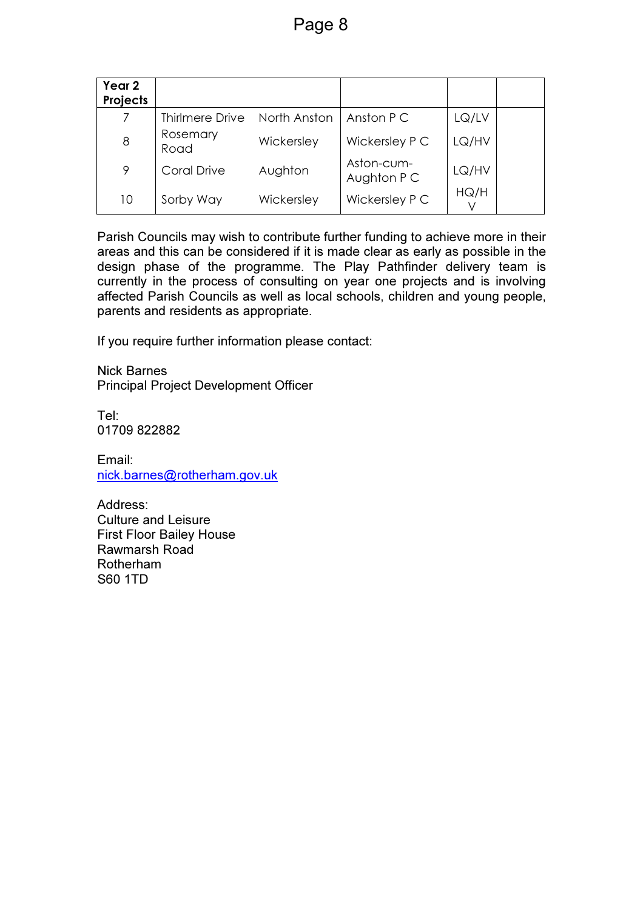| Year 2 Projects | | | | | |
|---|---|---|---|---|---|
| 7 | Thirlmere Drive | North Anston | Anston P C | LQ/LV | |
| 8 | Rosemary Road | Wickersley | Wickersley P C | LQ/HV | |
| 9 | Coral Drive | Aughton | Aston-cum-Aughton P C | LQ/HV | |
| 10 | Sorby Way | Wickersley | Wickersley P C | HQ/HV | |

Parish Councils may wish to contribute further funding to achieve more in their areas and this can be considered if it is made clear as early as possible in the design phase of the programme. The Play Pathfinder delivery team is currently in the process of consulting on year one projects and is involving affected Parish Councils as well as local schools, children and young people, parents and residents as appropriate.

If you require further information please contact:

Nick Barnes
Principal Project Development Officer

Tel:
01709 822882

Email:
nick.barnes@rotherham.gov.uk

Address:
Culture and Leisure
First Floor Bailey House
Rawmarsh Road
Rotherham
S60 1TD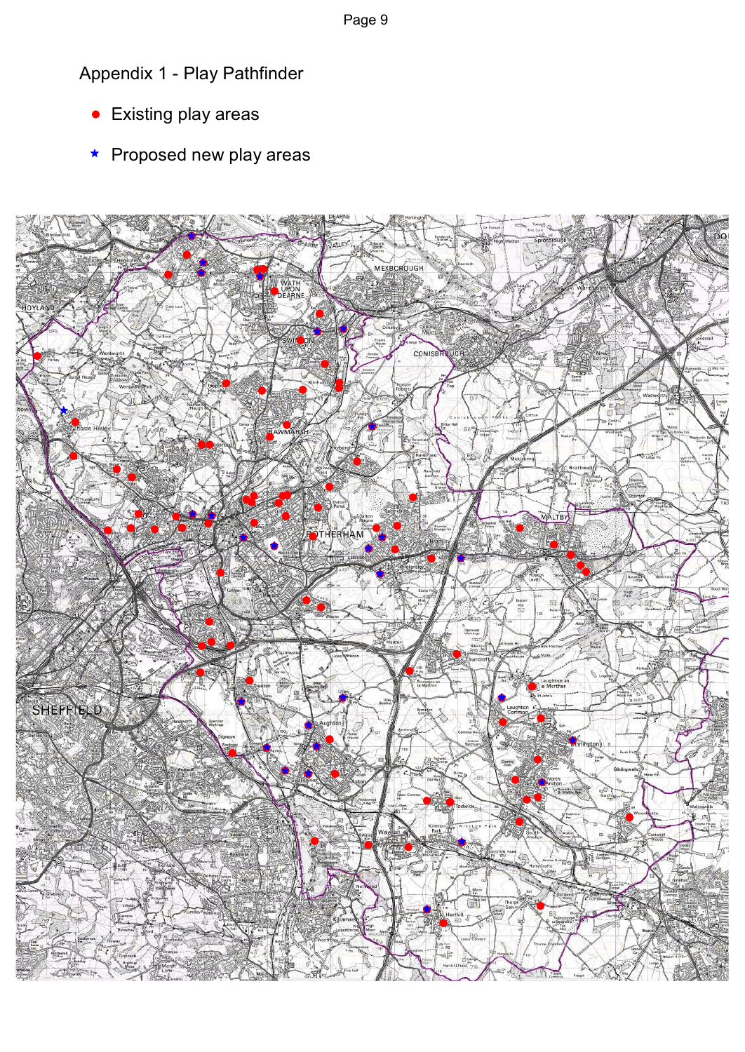Appendix 1 - Play Pathfinder

- ● Existing play areas
- ★ Proposed new play areas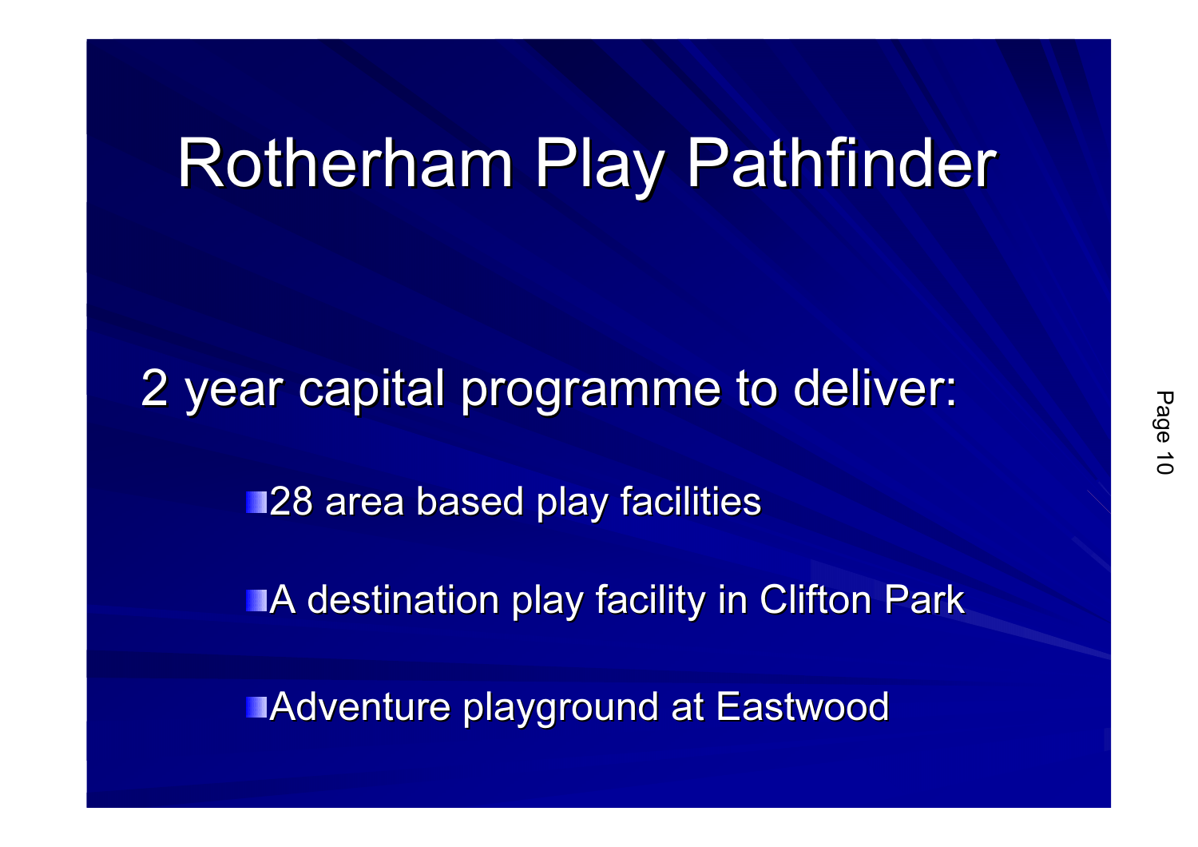# Rotherham Play Pathfinder

2 year capital programme to deliver:

- 28 area based play facilities
- A destination play facility in Clifton Park
- Adventure playground at Eastwood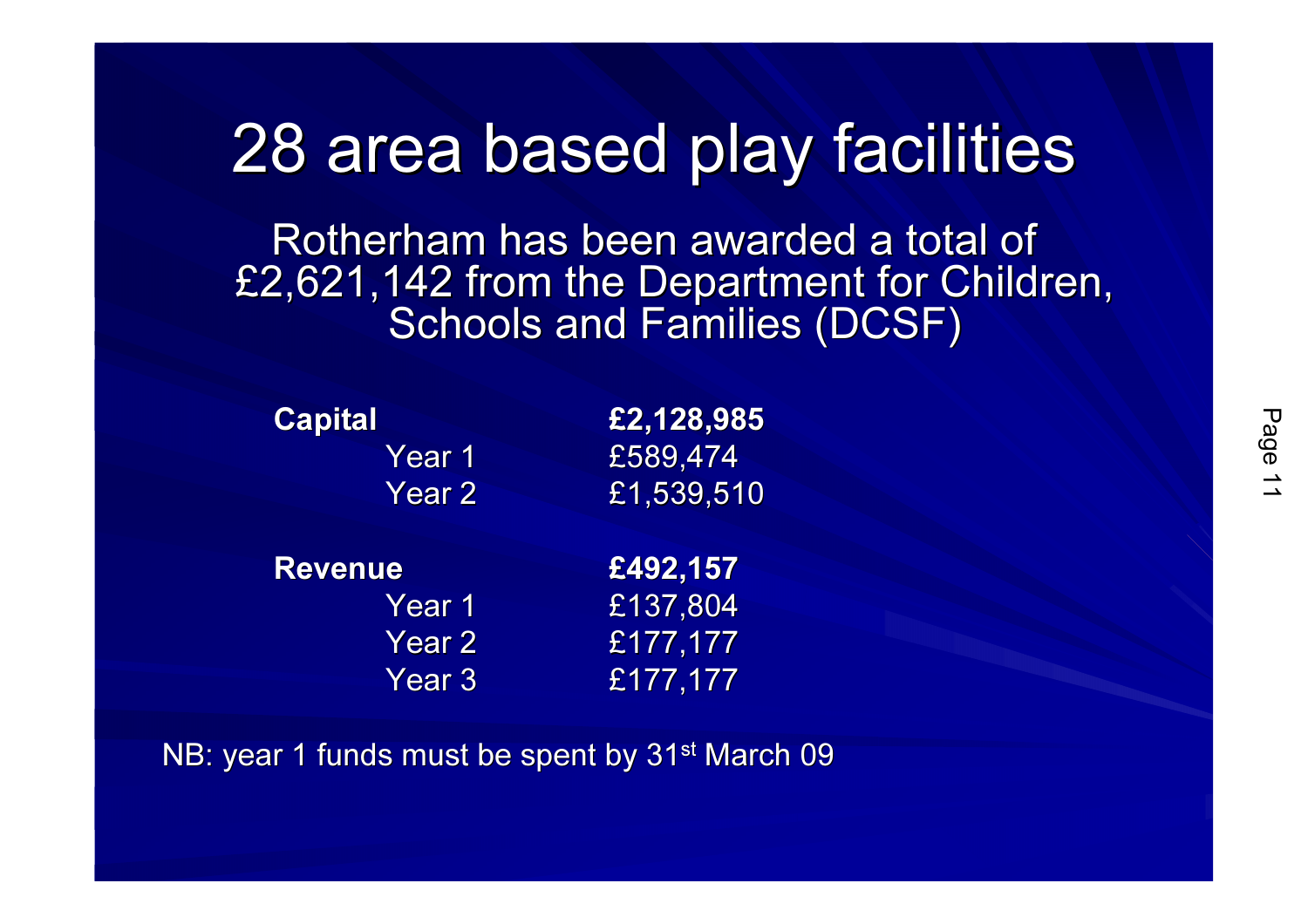# 28 area based play facilities

Rotherham has been awarded a total of £2,621,142 from the Department for Children, Schools and Families (DCSF)

| | | |
|---|---|---|
| **Capital** | | **£2,128,985** |
| | Year 1 | £589,474 |
| | Year 2 | £1,539,510 |
| **Revenue** | | **£492,157** |
| | Year 1 | £137,804 |
| | Year 2 | £177,177 |
| | Year 3 | £177,177 |

NB: year 1 funds must be spent by 31st March 09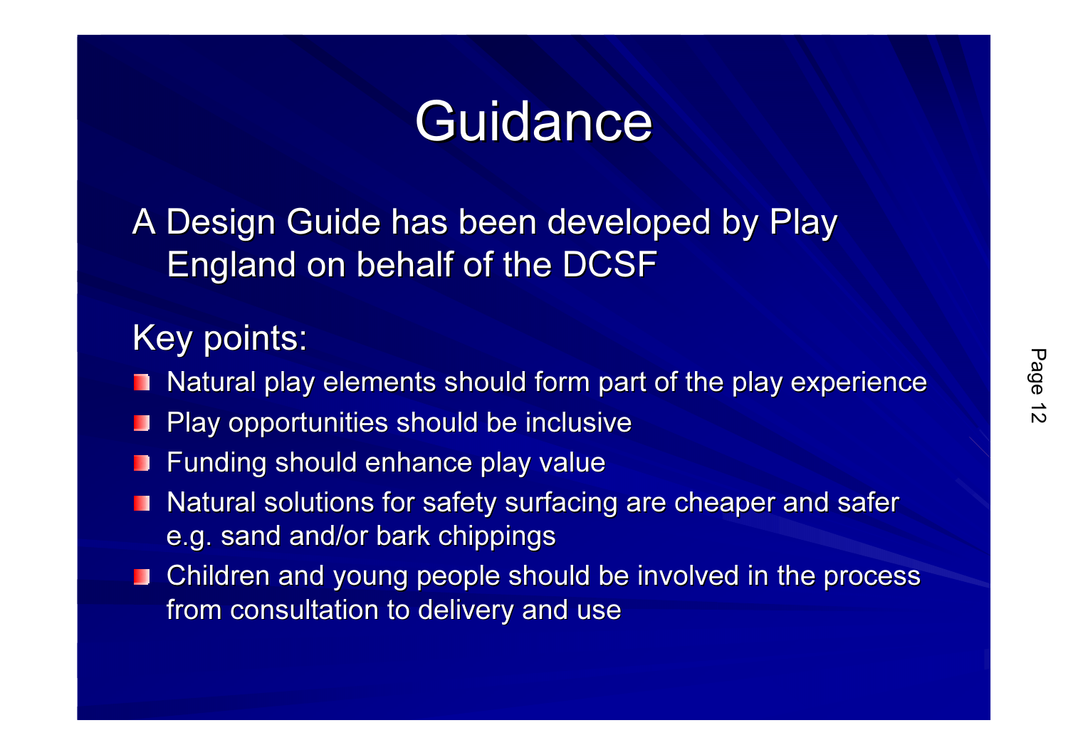# Guidance

A Design Guide has been developed by Play England on behalf of the DCSF

Key points:

- Natural play elements should form part of the play experience
- Play opportunities should be inclusive
- Funding should enhance play value
- Natural solutions for safety surfacing are cheaper and safer e.g. sand and/or bark chippings
- Children and young people should be involved in the process from consultation to delivery and use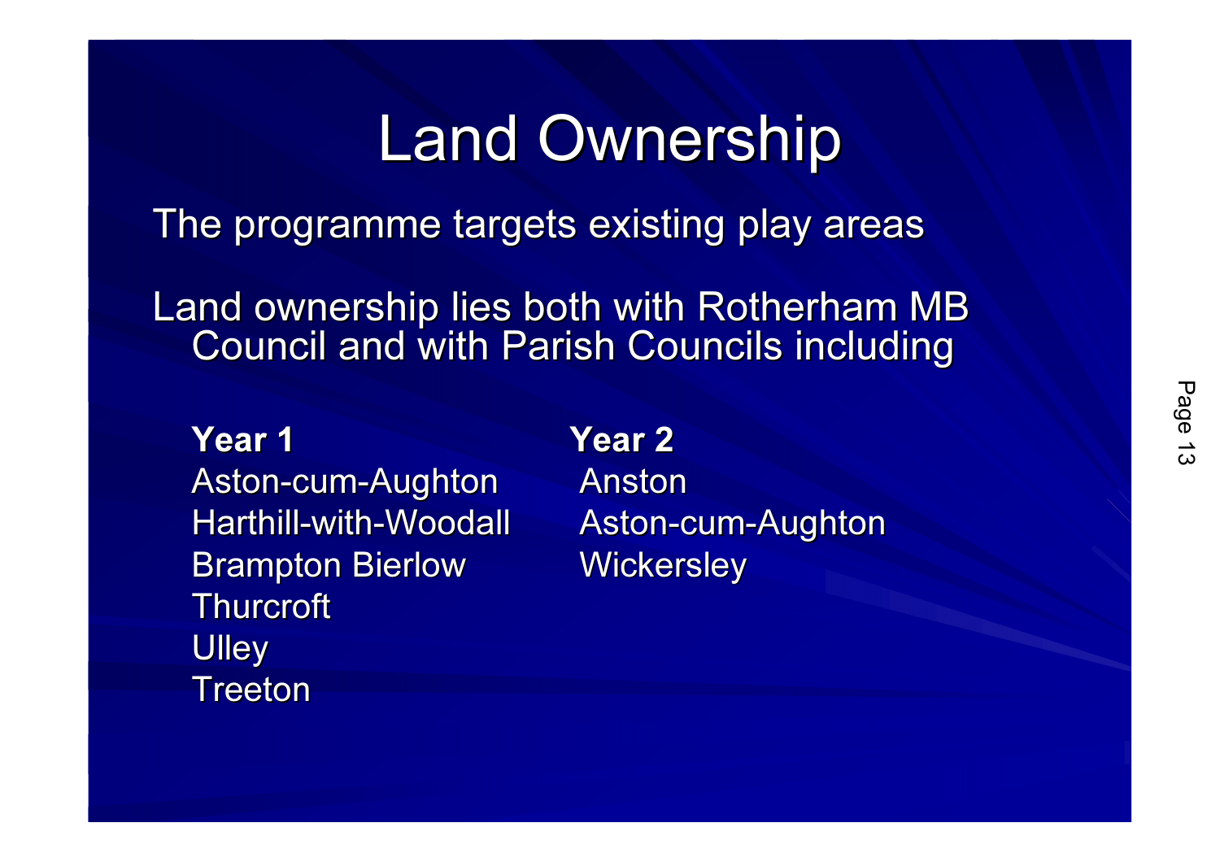# Land Ownership

The programme targets existing play areas

Land ownership lies both with Rotherham MB Council and with Parish Councils including

| **Year 1** | **Year 2** |
| --- | --- |
| Aston-cum-Aughton | Anston |
| Harthill-with-Woodall | Aston-cum-Aughton |
| Brampton Bierlow | Wickersley |
| Thurcroft | |
| Ulley | |
| Treeton | |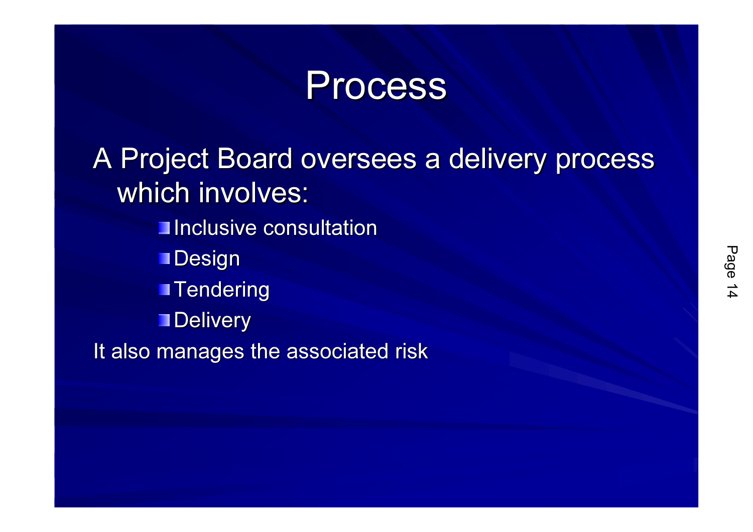# Process

A Project Board oversees a delivery process which involves:

- Inclusive consultation
- Design
- Tendering
- Delivery

It also manages the associated risk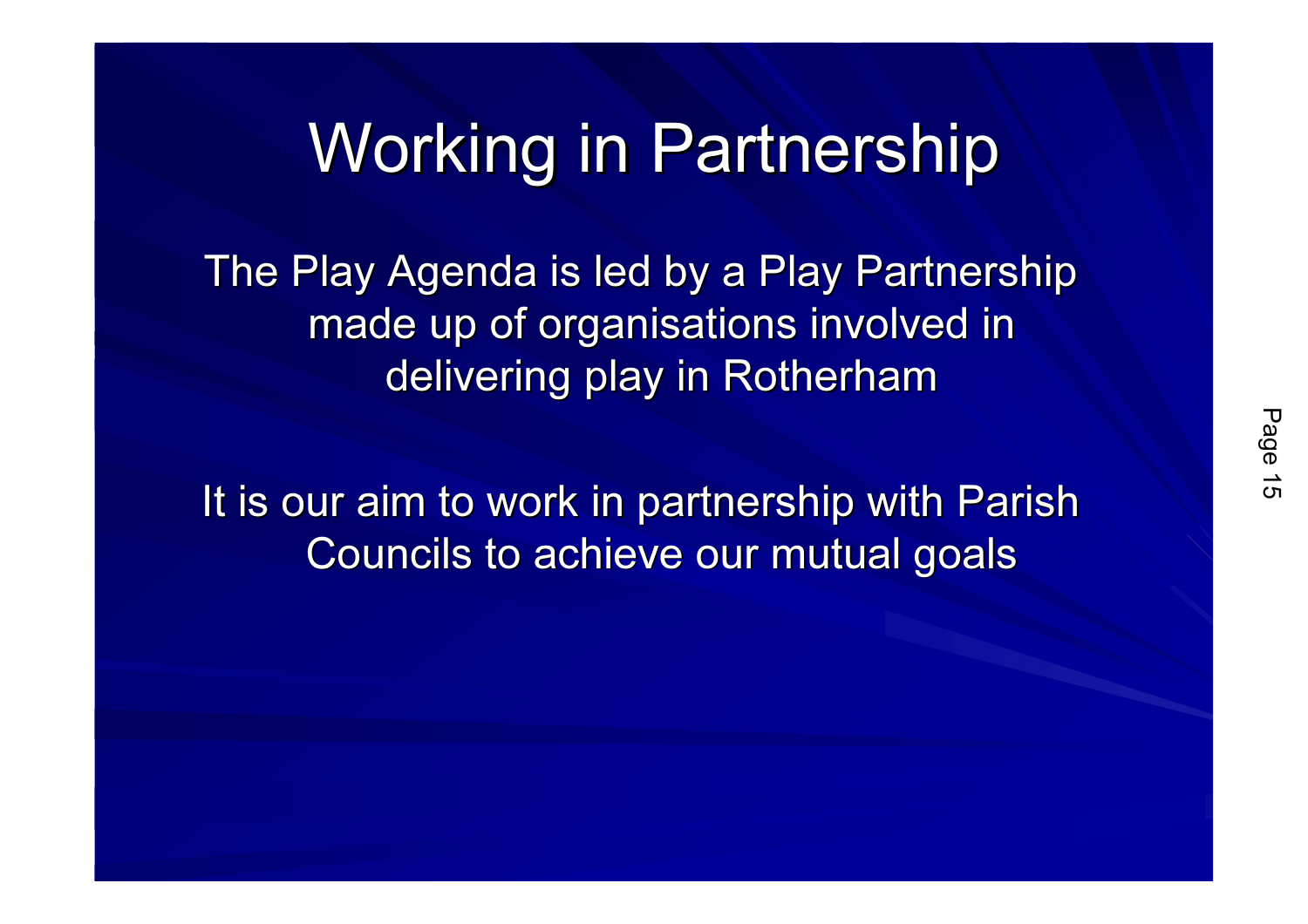# Working in Partnership

The Play Agenda is led by a Play Partnership made up of organisations involved in delivering play in Rotherham

It is our aim to work in partnership with Parish Councils to achieve our mutual goals